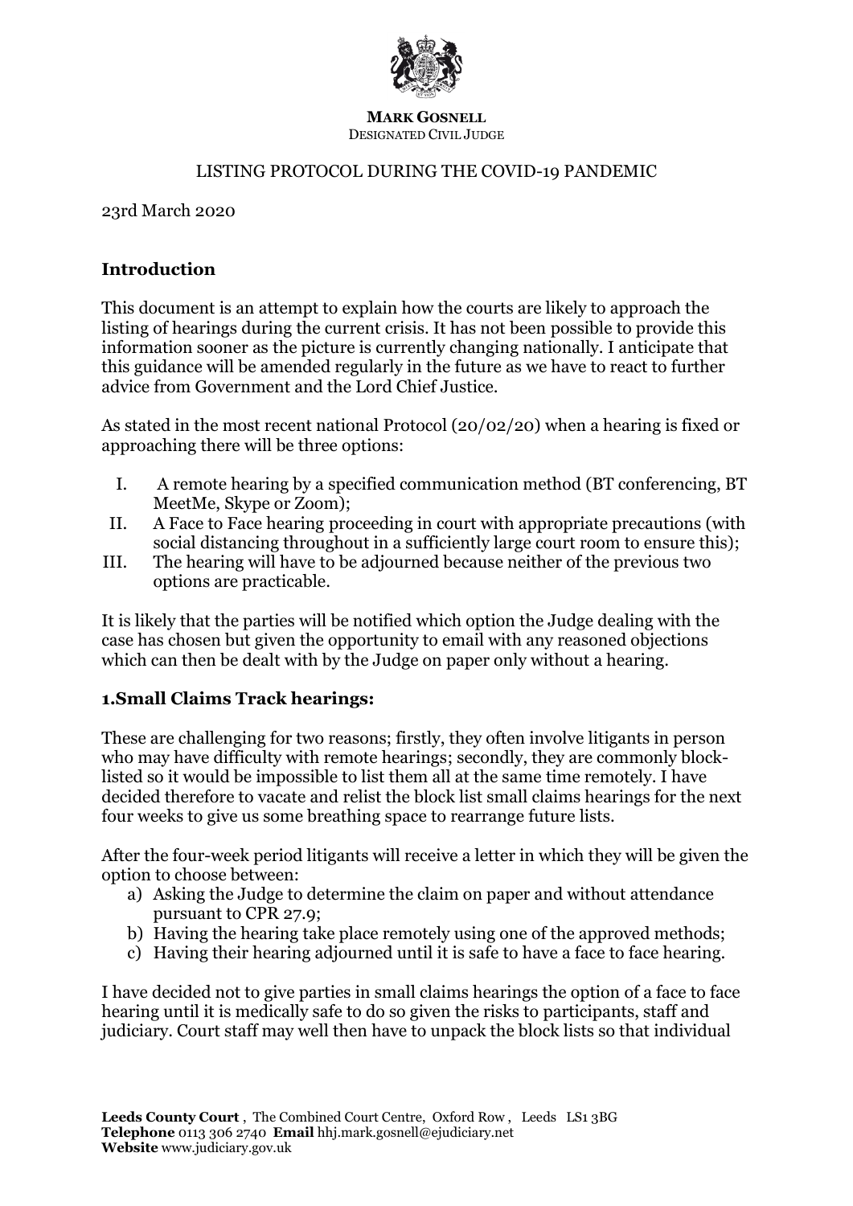**MARK GOSNELL**
DESIGNATED CIVIL JUDGE

LISTING PROTOCOL DURING THE COVID-19 PANDEMIC

23rd March 2020

## Introduction

This document is an attempt to explain how the courts are likely to approach the listing of hearings during the current crisis. It has not been possible to provide this information sooner as the picture is currently changing nationally. I anticipate that this guidance will be amended regularly in the future as we have to react to further advice from Government and the Lord Chief Justice.

As stated in the most recent national Protocol (20/02/20) when a hearing is fixed or approaching there will be three options:

I. A remote hearing by a specified communication method (BT conferencing, BT MeetMe, Skype or Zoom);
II. A Face to Face hearing proceeding in court with appropriate precautions (with social distancing throughout in a sufficiently large court room to ensure this);
III. The hearing will have to be adjourned because neither of the previous two options are practicable.

It is likely that the parties will be notified which option the Judge dealing with the case has chosen but given the opportunity to email with any reasoned objections which can then be dealt with by the Judge on paper only without a hearing.

## 1.Small Claims Track hearings:

These are challenging for two reasons; firstly, they often involve litigants in person who may have difficulty with remote hearings; secondly, they are commonly block-listed so it would be impossible to list them all at the same time remotely. I have decided therefore to vacate and relist the block list small claims hearings for the next four weeks to give us some breathing space to rearrange future lists.

After the four-week period litigants will receive a letter in which they will be given the option to choose between:

a) Asking the Judge to determine the claim on paper and without attendance pursuant to CPR 27.9;
b) Having the hearing take place remotely using one of the approved methods;
c) Having their hearing adjourned until it is safe to have a face to face hearing.

I have decided not to give parties in small claims hearings the option of a face to face hearing until it is medically safe to do so given the risks to participants, staff and judiciary. Court staff may well then have to unpack the block lists so that individual

**Leeds County Court**, The Combined Court Centre, Oxford Row, Leeds LS1 3BG
**Telephone** 0113 306 2740 **Email** hhj.mark.gosnell@ejudiciary.net
**Website** www.judiciary.gov.uk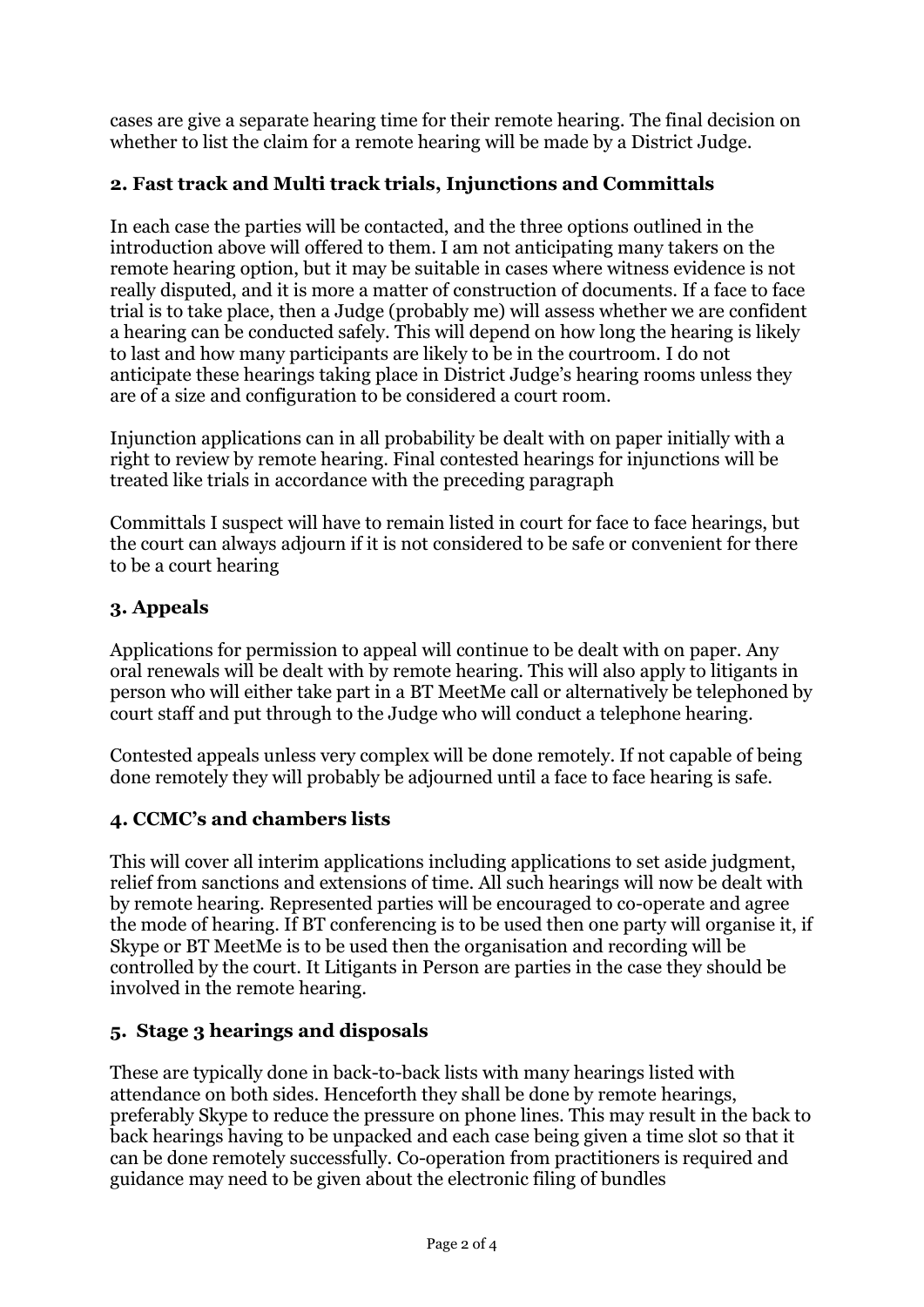cases are give a separate hearing time for their remote hearing. The final decision on whether to list the claim for a remote hearing will be made by a District Judge.

## 2. Fast track and Multi track trials, Injunctions and Committals

In each case the parties will be contacted, and the three options outlined in the introduction above will offered to them. I am not anticipating many takers on the remote hearing option, but it may be suitable in cases where witness evidence is not really disputed, and it is more a matter of construction of documents. If a face to face trial is to take place, then a Judge (probably me) will assess whether we are confident a hearing can be conducted safely. This will depend on how long the hearing is likely to last and how many participants are likely to be in the courtroom. I do not anticipate these hearings taking place in District Judge's hearing rooms unless they are of a size and configuration to be considered a court room.

Injunction applications can in all probability be dealt with on paper initially with a right to review by remote hearing. Final contested hearings for injunctions will be treated like trials in accordance with the preceding paragraph

Committals I suspect will have to remain listed in court for face to face hearings, but the court can always adjourn if it is not considered to be safe or convenient for there to be a court hearing

## 3. Appeals

Applications for permission to appeal will continue to be dealt with on paper. Any oral renewals will be dealt with by remote hearing. This will also apply to litigants in person who will either take part in a BT MeetMe call or alternatively be telephoned by court staff and put through to the Judge who will conduct a telephone hearing.

Contested appeals unless very complex will be done remotely. If not capable of being done remotely they will probably be adjourned until a face to face hearing is safe.

## 4. CCMC's and chambers lists

This will cover all interim applications including applications to set aside judgment, relief from sanctions and extensions of time. All such hearings will now be dealt with by remote hearing. Represented parties will be encouraged to co-operate and agree the mode of hearing. If BT conferencing is to be used then one party will organise it, if Skype or BT MeetMe is to be used then the organisation and recording will be controlled by the court. It Litigants in Person are parties in the case they should be involved in the remote hearing.

## 5. Stage 3 hearings and disposals

These are typically done in back-to-back lists with many hearings listed with attendance on both sides. Henceforth they shall be done by remote hearings, preferably Skype to reduce the pressure on phone lines. This may result in the back to back hearings having to be unpacked and each case being given a time slot so that it can be done remotely successfully. Co-operation from practitioners is required and guidance may need to be given about the electronic filing of bundles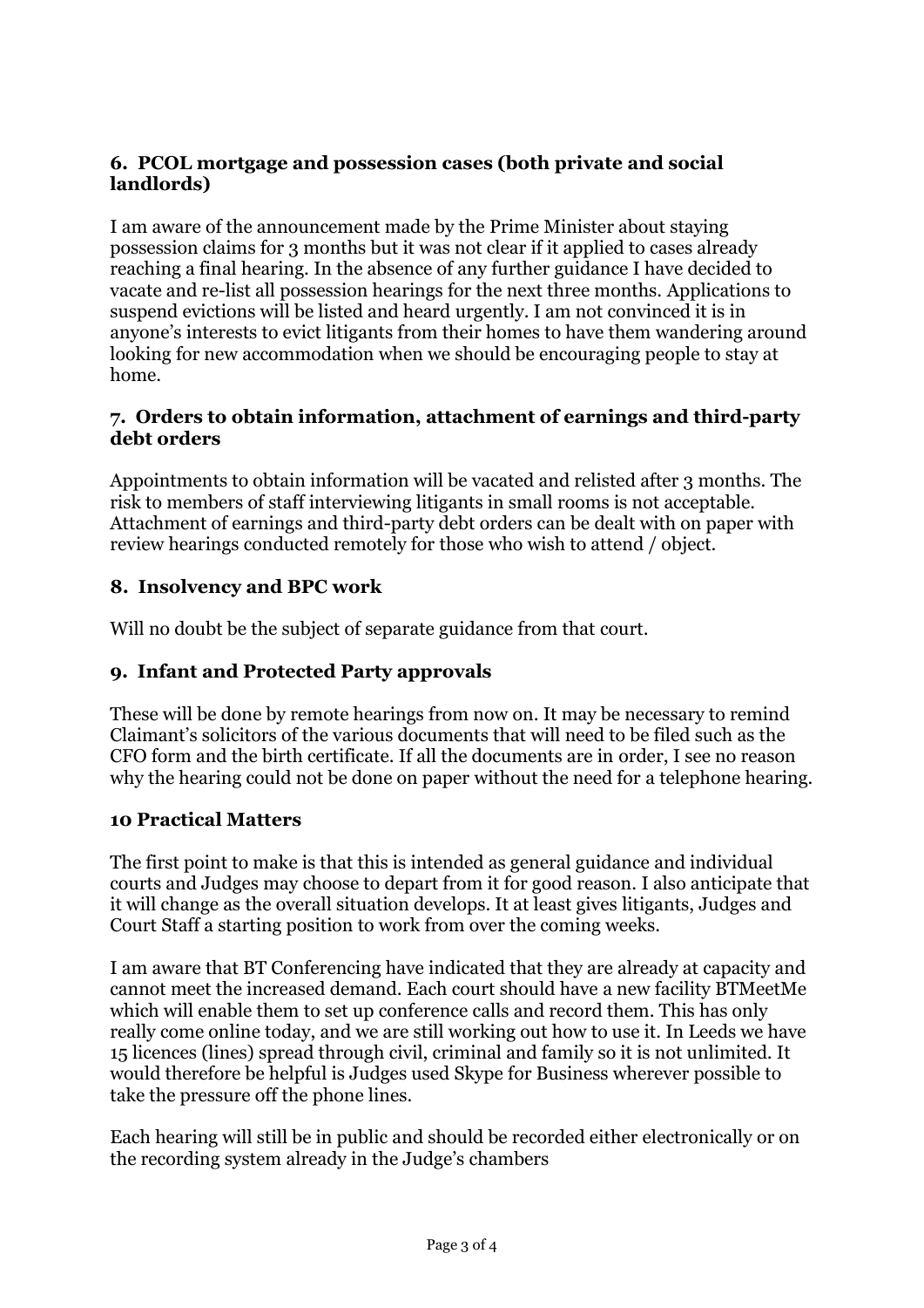### 6. PCOL mortgage and possession cases (both private and social landlords)

I am aware of the announcement made by the Prime Minister about staying possession claims for 3 months but it was not clear if it applied to cases already reaching a final hearing. In the absence of any further guidance I have decided to vacate and re-list all possession hearings for the next three months. Applications to suspend evictions will be listed and heard urgently. I am not convinced it is in anyone's interests to evict litigants from their homes to have them wandering around looking for new accommodation when we should be encouraging people to stay at home.

### 7. Orders to obtain information, attachment of earnings and third-party debt orders

Appointments to obtain information will be vacated and relisted after 3 months. The risk to members of staff interviewing litigants in small rooms is not acceptable. Attachment of earnings and third-party debt orders can be dealt with on paper with review hearings conducted remotely for those who wish to attend / object.

### 8. Insolvency and BPC work

Will no doubt be the subject of separate guidance from that court.

### 9. Infant and Protected Party approvals

These will be done by remote hearings from now on. It may be necessary to remind Claimant's solicitors of the various documents that will need to be filed such as the CFO form and the birth certificate. If all the documents are in order, I see no reason why the hearing could not be done on paper without the need for a telephone hearing.

### 10 Practical Matters

The first point to make is that this is intended as general guidance and individual courts and Judges may choose to depart from it for good reason. I also anticipate that it will change as the overall situation develops. It at least gives litigants, Judges and Court Staff a starting position to work from over the coming weeks.

I am aware that BT Conferencing have indicated that they are already at capacity and cannot meet the increased demand. Each court should have a new facility BTMeetMe which will enable them to set up conference calls and record them. This has only really come online today, and we are still working out how to use it. In Leeds we have 15 licences (lines) spread through civil, criminal and family so it is not unlimited. It would therefore be helpful is Judges used Skype for Business wherever possible to take the pressure off the phone lines.

Each hearing will still be in public and should be recorded either electronically or on the recording system already in the Judge's chambers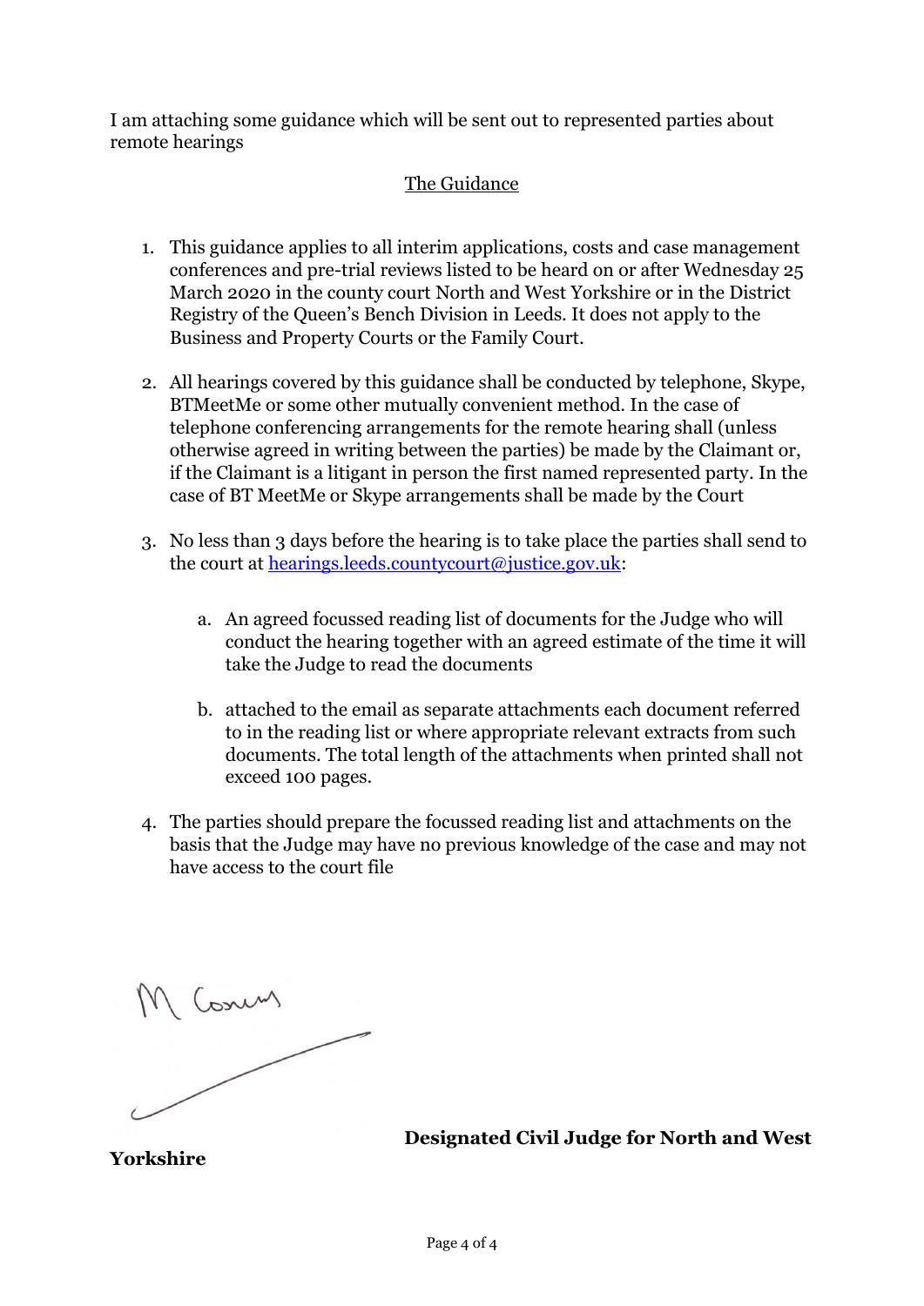I am attaching some guidance which will be sent out to represented parties about remote hearings

The Guidance

1. This guidance applies to all interim applications, costs and case management conferences and pre-trial reviews listed to be heard on or after Wednesday 25 March 2020 in the county court North and West Yorkshire or in the District Registry of the Queen's Bench Division in Leeds. It does not apply to the Business and Property Courts or the Family Court.

2. All hearings covered by this guidance shall be conducted by telephone, Skype, BTMeetMe or some other mutually convenient method. In the case of telephone conferencing arrangements for the remote hearing shall (unless otherwise agreed in writing between the parties) be made by the Claimant or, if the Claimant is a litigant in person the first named represented party. In the case of BT MeetMe or Skype arrangements shall be made by the Court

3. No less than 3 days before the hearing is to take place the parties shall send to the court at hearings.leeds.countycourt@justice.gov.uk:

    a. An agreed focussed reading list of documents for the Judge who will conduct the hearing together with an agreed estimate of the time it will take the Judge to read the documents

    b. attached to the email as separate attachments each document referred to in the reading list or where appropriate relevant extracts from such documents. The total length of the attachments when printed shall not exceed 100 pages.

4. The parties should prepare the focussed reading list and attachments on the basis that the Judge may have no previous knowledge of the case and may not have access to the court file

M Coms

**Designated Civil Judge for North and West Yorkshire**